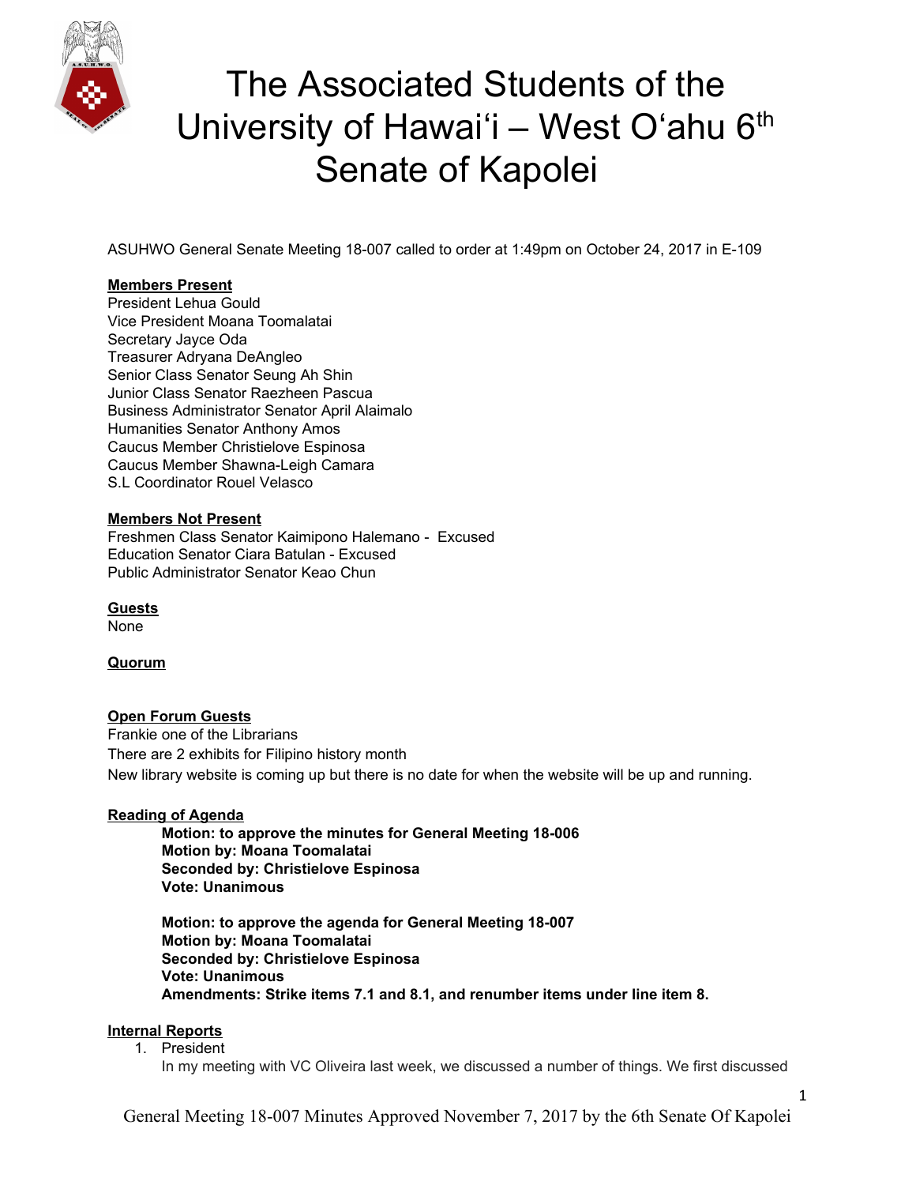# The Associated Students of the University of Hawaiʻi – West Oʻahu 6th Senate of Kapolei

ASUHWO General Senate Meeting 18-007 called to order at 1:49pm on October 24, 2017 in E-109

**Members Present**
President Lehua Gould
Vice President Moana Toomalatai
Secretary Jayce Oda
Treasurer Adryana DeAngleo
Senior Class Senator Seung Ah Shin
Junior Class Senator Raezheen Pascua
Business Administrator Senator April Alaimalo
Humanities Senator Anthony Amos
Caucus Member Christielove Espinosa
Caucus Member Shawna-Leigh Camara
S.L Coordinator Rouel Velasco

**Members Not Present**
Freshmen Class Senator Kaimipono Halemano - Excused
Education Senator Ciara Batulan - Excused
Public Administrator Senator Keao Chun

**Guests**
None

**Quorum**

**Open Forum Guests**
Frankie one of the Librarians
There are 2 exhibits for Filipino history month
New library website is coming up but there is no date for when the website will be up and running.

**Reading of Agenda**

> **Motion: to approve the minutes for General Meeting 18-006**
> **Motion by: Moana Toomalatai**
> **Seconded by: Christielove Espinosa**
> **Vote: Unanimous**
>
> **Motion: to approve the agenda for General Meeting 18-007**
> **Motion by: Moana Toomalatai**
> **Seconded by: Christielove Espinosa**
> **Vote: Unanimous**
> **Amendments: Strike items 7.1 and 8.1, and renumber items under line item 8.**

**Internal Reports**

1. President
   In my meeting with VC Oliveira last week, we discussed a number of things. We first discussed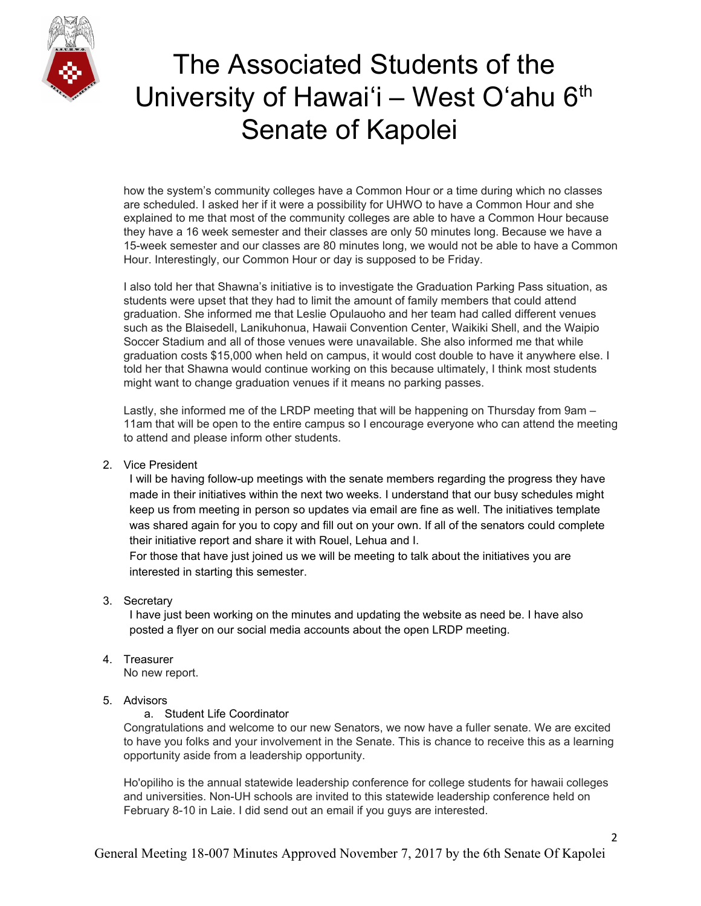how the system's community colleges have a Common Hour or a time during which no classes are scheduled. I asked her if it were a possibility for UHWO to have a Common Hour and she explained to me that most of the community colleges are able to have a Common Hour because they have a 16 week semester and their classes are only 50 minutes long. Because we have a 15-week semester and our classes are 80 minutes long, we would not be able to have a Common Hour. Interestingly, our Common Hour or day is supposed to be Friday.

I also told her that Shawna's initiative is to investigate the Graduation Parking Pass situation, as students were upset that they had to limit the amount of family members that could attend graduation. She informed me that Leslie Opulauoho and her team had called different venues such as the Blaisedell, Lanikuhonua, Hawaii Convention Center, Waikiki Shell, and the Waipio Soccer Stadium and all of those venues were unavailable. She also informed me that while graduation costs $15,000 when held on campus, it would cost double to have it anywhere else. I told her that Shawna would continue working on this because ultimately, I think most students might want to change graduation venues if it means no parking passes.

Lastly, she informed me of the LRDP meeting that will be happening on Thursday from 9am – 11am that will be open to the entire campus so I encourage everyone who can attend the meeting to attend and please inform other students.

2. Vice President
   I will be having follow-up meetings with the senate members regarding the progress they have made in their initiatives within the next two weeks. I understand that our busy schedules might keep us from meeting in person so updates via email are fine as well. The initiatives template was shared again for you to copy and fill out on your own. If all of the senators could complete their initiative report and share it with Rouel, Lehua and I.
   For those that have just joined us we will be meeting to talk about the initiatives you are interested in starting this semester.

3. Secretary
   I have just been working on the minutes and updating the website as need be. I have also posted a flyer on our social media accounts about the open LRDP meeting.

4. Treasurer
   No new report.

5. Advisors
   a. Student Life Coordinator

   Congratulations and welcome to our new Senators, we now have a fuller senate. We are excited to have you folks and your involvement in the Senate. This is chance to receive this as a learning opportunity aside from a leadership opportunity.

   Ho'opiliho is the annual statewide leadership conference for college students for hawaii colleges and universities. Non-UH schools are invited to this statewide leadership conference held on February 8-10 in Laie. I did send out an email if you guys are interested.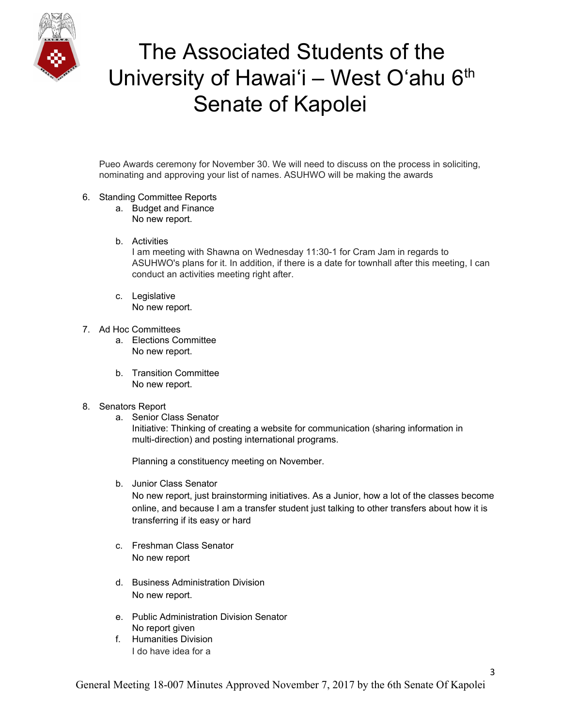Pueo Awards ceremony for November 30. We will need to discuss on the process in soliciting, nominating and approving your list of names. ASUHWO will be making the awards

6. Standing Committee Reports
   a. Budget and Finance
      No new report.

   b. Activities
      I am meeting with Shawna on Wednesday 11:30-1 for Cram Jam in regards to ASUHWO's plans for it. In addition, if there is a date for townhall after this meeting, I can conduct an activities meeting right after.

   c. Legislative
      No new report.

7. Ad Hoc Committees
   a. Elections Committee
      No new report.

   b. Transition Committee
      No new report.

8. Senators Report
   a. Senior Class Senator
      Initiative: Thinking of creating a website for communication (sharing information in multi-direction) and posting international programs.

      Planning a constituency meeting on November.

   b. Junior Class Senator
      No new report, just brainstorming initiatives. As a Junior, how a lot of the classes become online, and because I am a transfer student just talking to other transfers about how it is transferring if its easy or hard

   c. Freshman Class Senator
      No new report

   d. Business Administration Division
      No new report.

   e. Public Administration Division Senator
      No report given
   f. Humanities Division
      I do have idea for a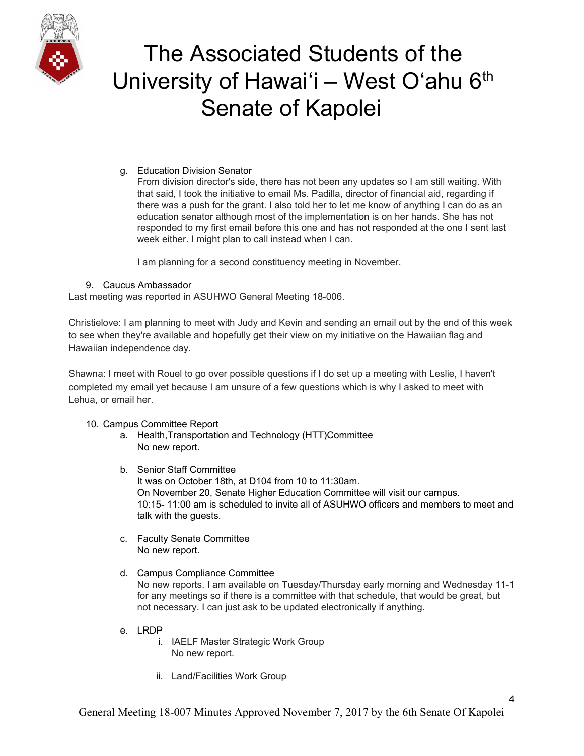g. Education Division Senator

   From division director's side, there has not been any updates so I am still waiting. With that said, I took the initiative to email Ms. Padilla, director of financial aid, regarding if there was a push for the grant. I also told her to let me know of anything I can do as an education senator although most of the implementation is on her hands. She has not responded to my first email before this one and has not responded at the one I sent last week either. I might plan to call instead when I can.

   I am planning for a second constituency meeting in November.

9. Caucus Ambassador

Last meeting was reported in ASUHWO General Meeting 18-006.

Christielove: I am planning to meet with Judy and Kevin and sending an email out by the end of this week to see when they're available and hopefully get their view on my initiative on the Hawaiian flag and Hawaiian independence day.

Shawna: I meet with Rouel to go over possible questions if I do set up a meeting with Leslie, I haven't completed my email yet because I am unsure of a few questions which is why I asked to meet with Lehua, or email her.

10. Campus Committee Report

   a. Health,Transportation and Technology (HTT)Committee

      No new report.

   b. Senior Staff Committee

      It was on October 18th, at D104 from 10 to 11:30am.
      On November 20, Senate Higher Education Committee will visit our campus.
      10:15- 11:00 am is scheduled to invite all of ASUHWO officers and members to meet and talk with the guests.

   c. Faculty Senate Committee

      No new report.

   d. Campus Compliance Committee

      No new reports. I am available on Tuesday/Thursday early morning and Wednesday 11-1 for any meetings so if there is a committee with that schedule, that would be great, but not necessary. I can just ask to be updated electronically if anything.

   e. LRDP

      i. IAELF Master Strategic Work Group

         No new report.

      ii. Land/Facilities Work Group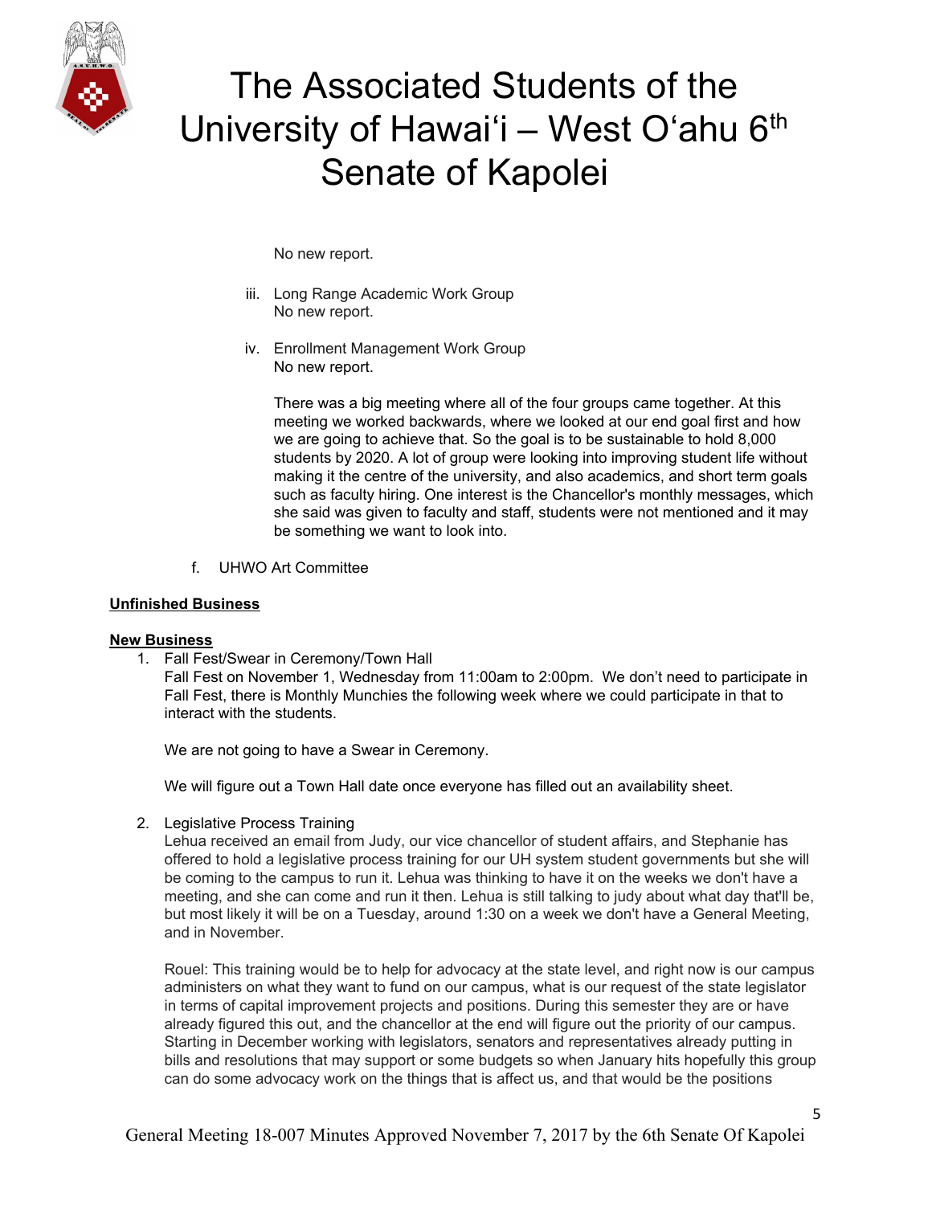No new report.

iii. Long Range Academic Work Group
No new report.

iv. Enrollment Management Work Group
No new report.

There was a big meeting where all of the four groups came together. At this meeting we worked backwards, where we looked at our end goal first and how we are going to achieve that. So the goal is to be sustainable to hold 8,000 students by 2020. A lot of group were looking into improving student life without making it the centre of the university, and also academics, and short term goals such as faculty hiring. One interest is the Chancellor's monthly messages, which she said was given to faculty and staff, students were not mentioned and it may be something we want to look into.

f. UHWO Art Committee

**Unfinished Business**

**New Business**

1. Fall Fest/Swear in Ceremony/Town Hall
Fall Fest on November 1, Wednesday from 11:00am to 2:00pm. We don't need to participate in Fall Fest, there is Monthly Munchies the following week where we could participate in that to interact with the students.

   We are not going to have a Swear in Ceremony.

   We will figure out a Town Hall date once everyone has filled out an availability sheet.

2. Legislative Process Training
Lehua received an email from Judy, our vice chancellor of student affairs, and Stephanie has offered to hold a legislative process training for our UH system student governments but she will be coming to the campus to run it. Lehua was thinking to have it on the weeks we don't have a meeting, and she can come and run it then. Lehua is still talking to judy about what day that'll be, but most likely it will be on a Tuesday, around 1:30 on a week we don't have a General Meeting, and in November.

   Rouel: This training would be to help for advocacy at the state level, and right now is our campus administers on what they want to fund on our campus, what is our request of the state legislator in terms of capital improvement projects and positions. During this semester they are or have already figured this out, and the chancellor at the end will figure out the priority of our campus. Starting in December working with legislators, senators and representatives already putting in bills and resolutions that may support or some budgets so when January hits hopefully this group can do some advocacy work on the things that is affect us, and that would be the positions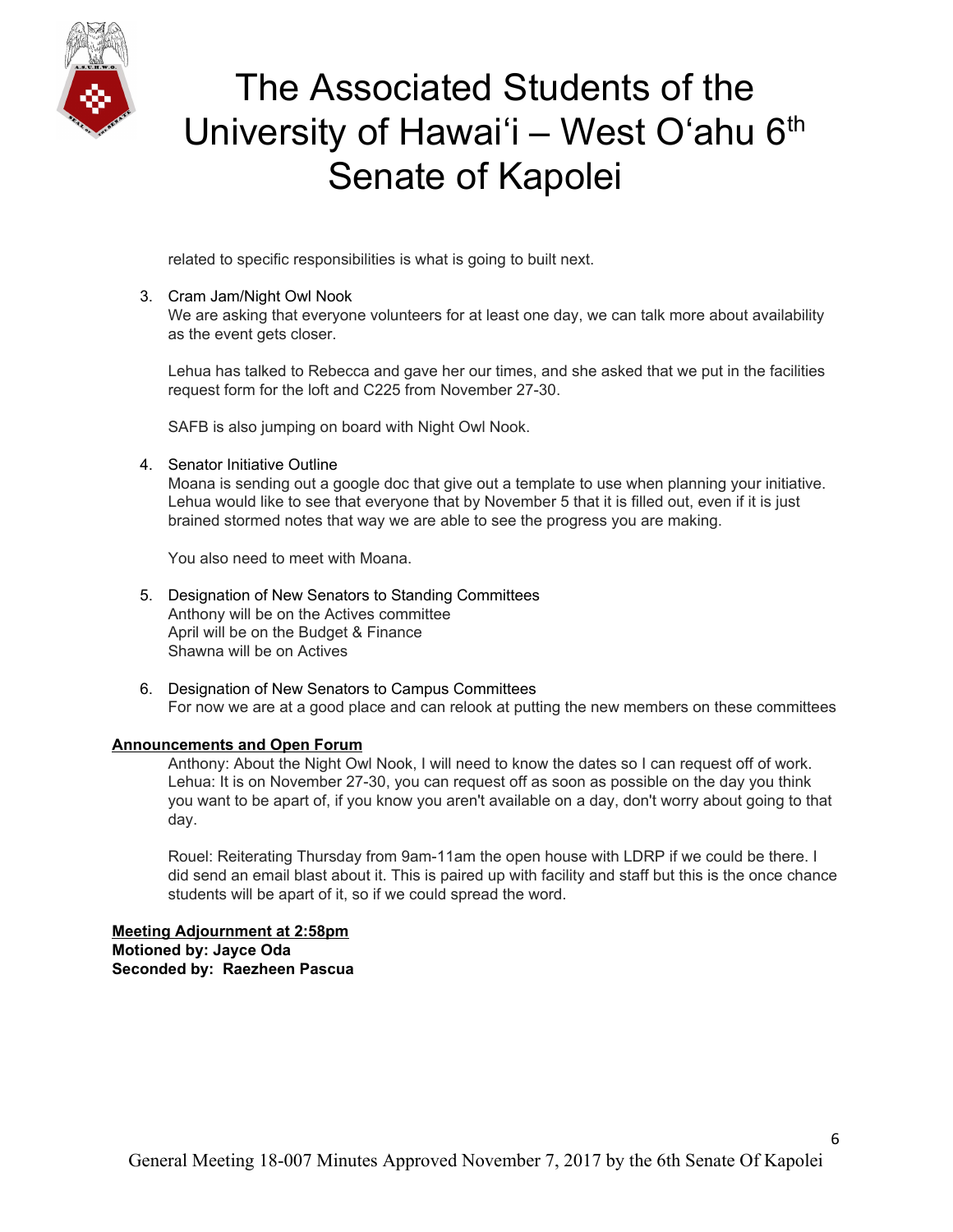related to specific responsibilities is what is going to built next.

3. Cram Jam/Night Owl Nook
   We are asking that everyone volunteers for at least one day, we can talk more about availability as the event gets closer.

   Lehua has talked to Rebecca and gave her our times, and she asked that we put in the facilities request form for the loft and C225 from November 27-30.

   SAFB is also jumping on board with Night Owl Nook.

4. Senator Initiative Outline
   Moana is sending out a google doc that give out a template to use when planning your initiative. Lehua would like to see that everyone that by November 5 that it is filled out, even if it is just brained stormed notes that way we are able to see the progress you are making.

   You also need to meet with Moana.

5. Designation of New Senators to Standing Committees
   Anthony will be on the Actives committee
   April will be on the Budget & Finance
   Shawna will be on Actives

6. Designation of New Senators to Campus Committees
   For now we are at a good place and can relook at putting the new members on these committees

**Announcements and Open Forum**

Anthony: About the Night Owl Nook, I will need to know the dates so I can request off of work.
Lehua: It is on November 27-30, you can request off as soon as possible on the day you think you want to be apart of, if you know you aren't available on a day, don't worry about going to that day.

Rouel: Reiterating Thursday from 9am-11am the open house with LDRP if we could be there. I did send an email blast about it. This is paired up with facility and staff but this is the once chance students will be apart of it, so if we could spread the word.

**Meeting Adjournment at 2:58pm**
**Motioned by: Jayce Oda**
**Seconded by: Raezheen Pascua**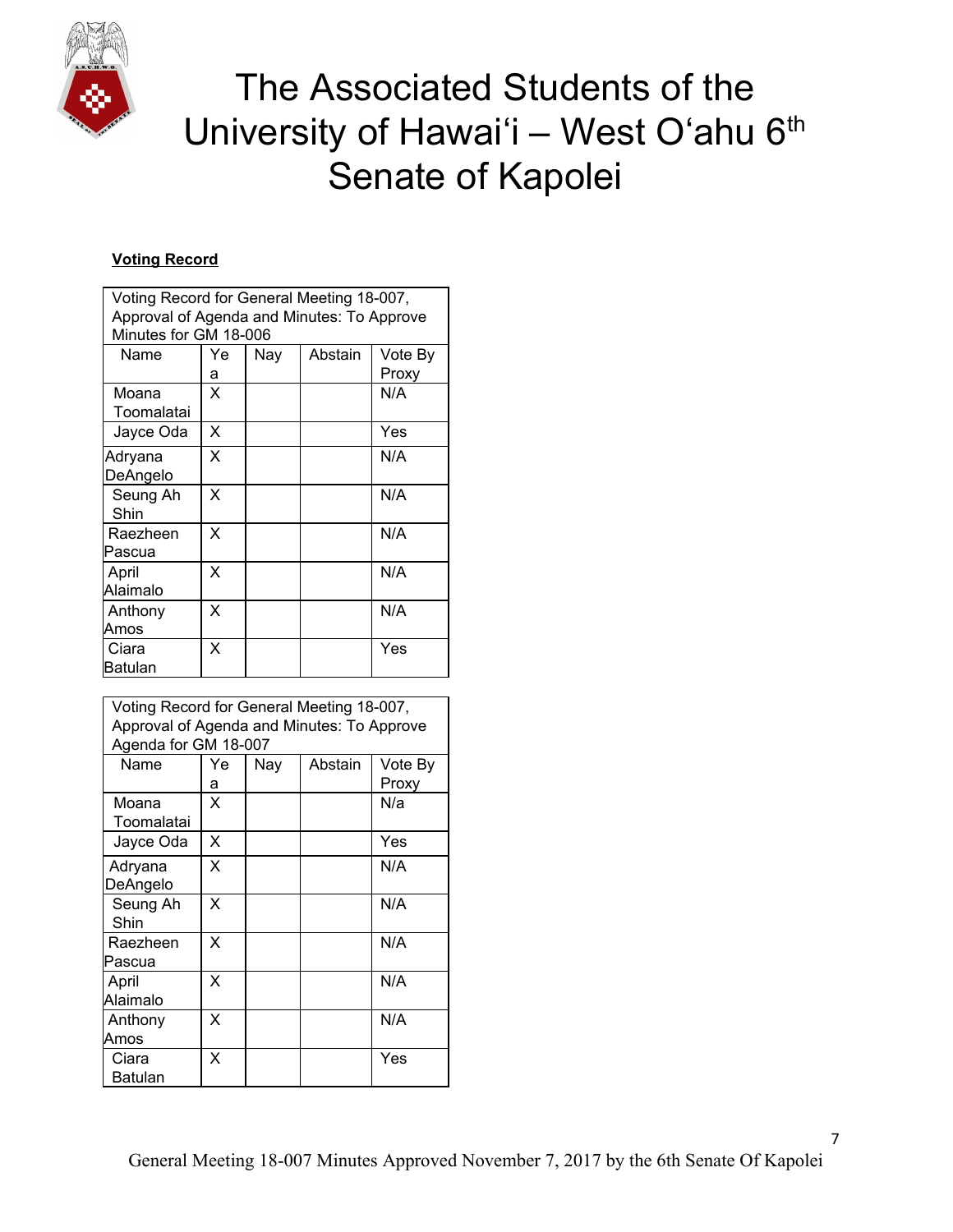# The Associated Students of the University of Hawaiʻi – West Oʻahu 6th Senate of Kapolei

**Voting Record**

| Voting Record for General Meeting 18-007, Approval of Agenda and Minutes: To Approve Minutes for GM 18-006 | | | | |
|---|---|---|---|---|
| Name | Yea | Nay | Abstain | Vote By Proxy |
| Moana Toomalatai | X | | | N/A |
| Jayce Oda | X | | | Yes |
| Adryana DeAngelo | X | | | N/A |
| Seung Ah Shin | X | | | N/A |
| Raezheen Pascua | X | | | N/A |
| April Alaimalo | X | | | N/A |
| Anthony Amos | X | | | N/A |
| Ciara Batulan | X | | | Yes |

| Voting Record for General Meeting 18-007, Approval of Agenda and Minutes: To Approve Agenda for GM 18-007 | | | | |
|---|---|---|---|---|
| Name | Yea | Nay | Abstain | Vote By Proxy |
| Moana Toomalatai | X | | | N/a |
| Jayce Oda | X | | | Yes |
| Adryana DeAngelo | X | | | N/A |
| Seung Ah Shin | X | | | N/A |
| Raezheen Pascua | X | | | N/A |
| April Alaimalo | X | | | N/A |
| Anthony Amos | X | | | N/A |
| Ciara Batulan | X | | | Yes |

General Meeting 18-007 Minutes Approved November 7, 2017 by the 6th Senate Of Kapolei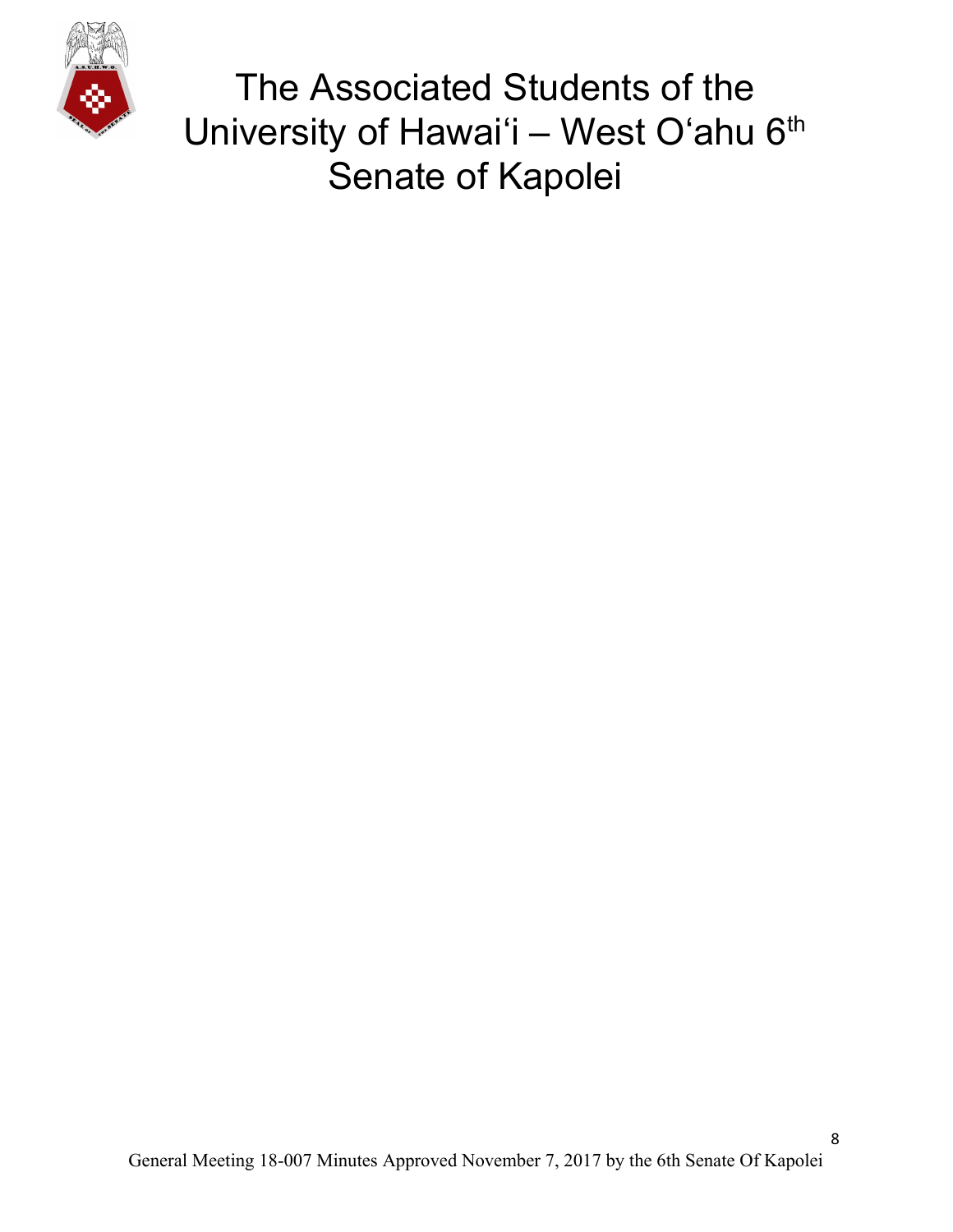# The Associated Students of the University of Hawai'i – West O'ahu 6th Senate of Kapolei